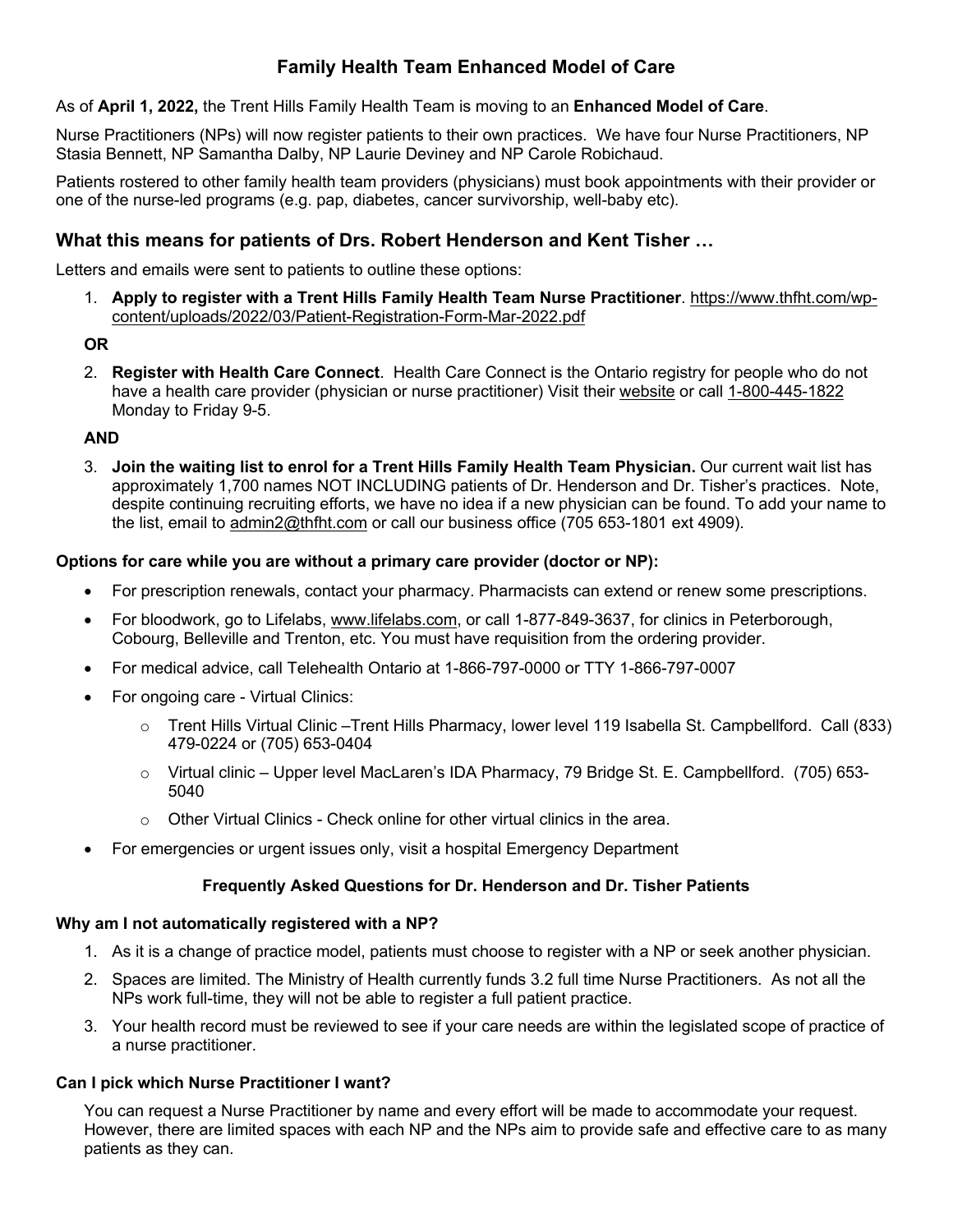# Family Health Team Enhanced Model of Care

As of **April 1, 2022,** the Trent Hills Family Health Team is moving to an **Enhanced Model of Care**.

Nurse Practitioners (NPs) will now register patients to their own practices. We have four Nurse Practitioners, NP Stasia Bennett, NP Samantha Dalby, NP Laurie Deviney and NP Carole Robichaud.

Patients rostered to other family health team providers (physicians) must book appointments with their provider or one of the nurse-led programs (e.g. pap, diabetes, cancer survivorship, well-baby etc).

## What this means for patients of Drs. Robert Henderson and Kent Tisher …

Letters and emails were sent to patients to outline these options:

1. **Apply to register with a Trent Hills Family Health Team Nurse Practitioner**. https://www.thfht.com/wp-content/uploads/2022/03/Patient-Registration-Form-Mar-2022.pdf

**OR**

2. **Register with Health Care Connect**. Health Care Connect is the Ontario registry for people who do not have a health care provider (physician or nurse practitioner) Visit their website or call 1-800-445-1822 Monday to Friday 9-5.

**AND**

3. **Join the waiting list to enrol for a Trent Hills Family Health Team Physician.** Our current wait list has approximately 1,700 names NOT INCLUDING patients of Dr. Henderson and Dr. Tisher's practices. Note, despite continuing recruiting efforts, we have no idea if a new physician can be found. To add your name to the list, email to admin2@thfht.com or call our business office (705 653-1801 ext 4909).

**Options for care while you are without a primary care provider (doctor or NP):**

- For prescription renewals, contact your pharmacy. Pharmacists can extend or renew some prescriptions.
- For bloodwork, go to Lifelabs, www.lifelabs.com, or call 1-877-849-3637, for clinics in Peterborough, Cobourg, Belleville and Trenton, etc. You must have requisition from the ordering provider.
- For medical advice, call Telehealth Ontario at 1-866-797-0000 or TTY 1-866-797-0007
- For ongoing care - Virtual Clinics:
  - Trent Hills Virtual Clinic –Trent Hills Pharmacy, lower level 119 Isabella St. Campbellford. Call (833) 479-0224 or (705) 653-0404
  - Virtual clinic – Upper level MacLaren's IDA Pharmacy, 79 Bridge St. E. Campbellford. (705) 653-5040
  - Other Virtual Clinics - Check online for other virtual clinics in the area.
- For emergencies or urgent issues only, visit a hospital Emergency Department

### Frequently Asked Questions for Dr. Henderson and Dr. Tisher Patients

**Why am I not automatically registered with a NP?**

1. As it is a change of practice model, patients must choose to register with a NP or seek another physician.
2. Spaces are limited. The Ministry of Health currently funds 3.2 full time Nurse Practitioners. As not all the NPs work full-time, they will not be able to register a full patient practice.
3. Your health record must be reviewed to see if your care needs are within the legislated scope of practice of a nurse practitioner.

**Can I pick which Nurse Practitioner I want?**

You can request a Nurse Practitioner by name and every effort will be made to accommodate your request. However, there are limited spaces with each NP and the NPs aim to provide safe and effective care to as many patients as they can.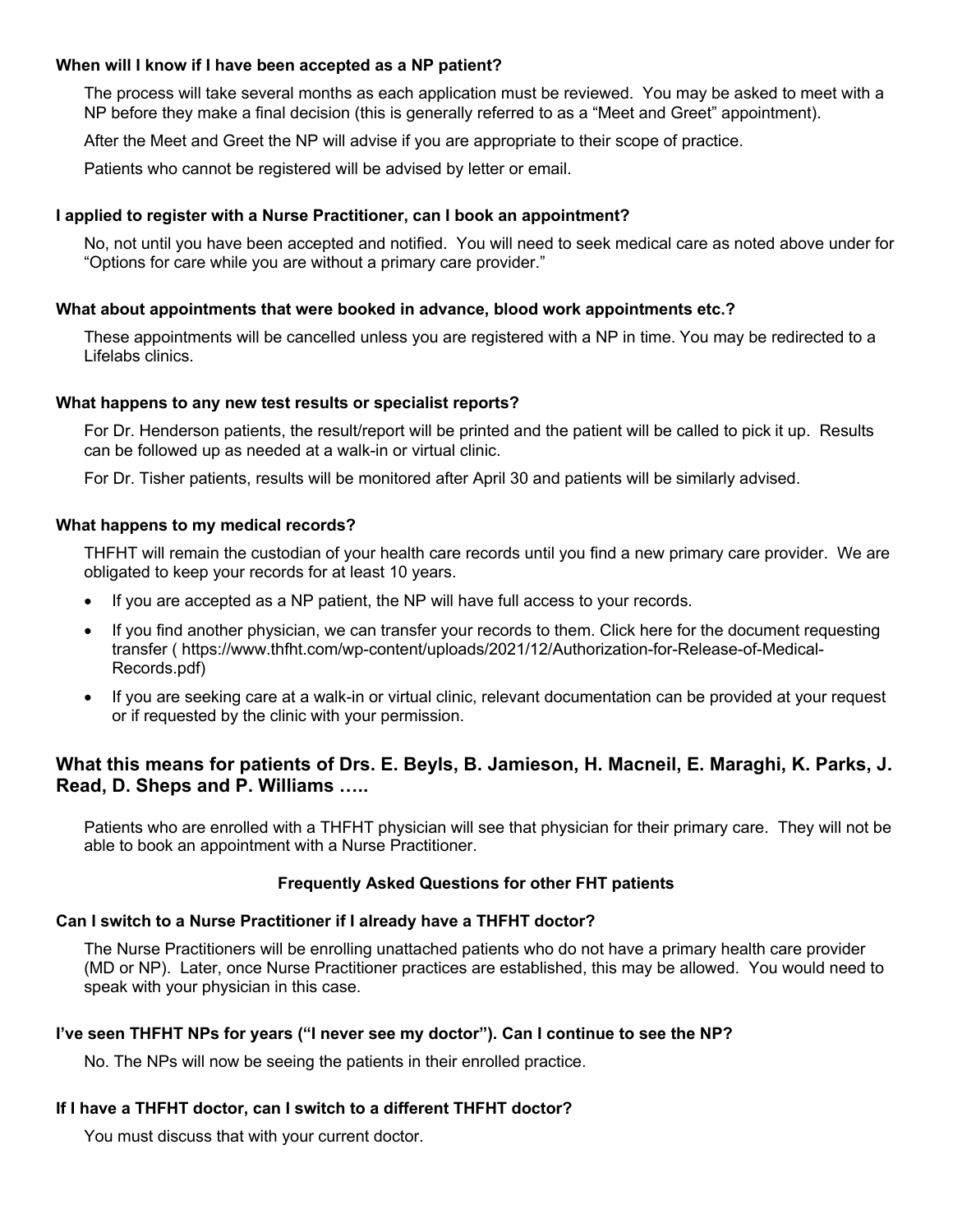#### When will I know if I have been accepted as a NP patient?

The process will take several months as each application must be reviewed. You may be asked to meet with a NP before they make a final decision (this is generally referred to as a "Meet and Greet" appointment).

After the Meet and Greet the NP will advise if you are appropriate to their scope of practice.

Patients who cannot be registered will be advised by letter or email.

#### I applied to register with a Nurse Practitioner, can I book an appointment?

No, not until you have been accepted and notified. You will need to seek medical care as noted above under for "Options for care while you are without a primary care provider."

#### What about appointments that were booked in advance, blood work appointments etc.?

These appointments will be cancelled unless you are registered with a NP in time. You may be redirected to a Lifelabs clinics.

#### What happens to any new test results or specialist reports?

For Dr. Henderson patients, the result/report will be printed and the patient will be called to pick it up. Results can be followed up as needed at a walk-in or virtual clinic.

For Dr. Tisher patients, results will be monitored after April 30 and patients will be similarly advised.

#### What happens to my medical records?

THFHT will remain the custodian of your health care records until you find a new primary care provider. We are obligated to keep your records for at least 10 years.

- If you are accepted as a NP patient, the NP will have full access to your records.
- If you find another physician, we can transfer your records to them. Click here for the document requesting transfer ( https://www.thfht.com/wp-content/uploads/2021/12/Authorization-for-Release-of-Medical-Records.pdf)
- If you are seeking care at a walk-in or virtual clinic, relevant documentation can be provided at your request or if requested by the clinic with your permission.

## What this means for patients of Drs. E. Beyls, B. Jamieson, H. Macneil, E. Maraghi, K. Parks, J. Read, D. Sheps and P. Williams …..

Patients who are enrolled with a THFHT physician will see that physician for their primary care. They will not be able to book an appointment with a Nurse Practitioner.

**Frequently Asked Questions for other FHT patients**

#### Can I switch to a Nurse Practitioner if I already have a THFHT doctor?

The Nurse Practitioners will be enrolling unattached patients who do not have a primary health care provider (MD or NP). Later, once Nurse Practitioner practices are established, this may be allowed. You would need to speak with your physician in this case.

#### I've seen THFHT NPs for years ("I never see my doctor"). Can I continue to see the NP?

No. The NPs will now be seeing the patients in their enrolled practice.

#### If I have a THFHT doctor, can I switch to a different THFHT doctor?

You must discuss that with your current doctor.